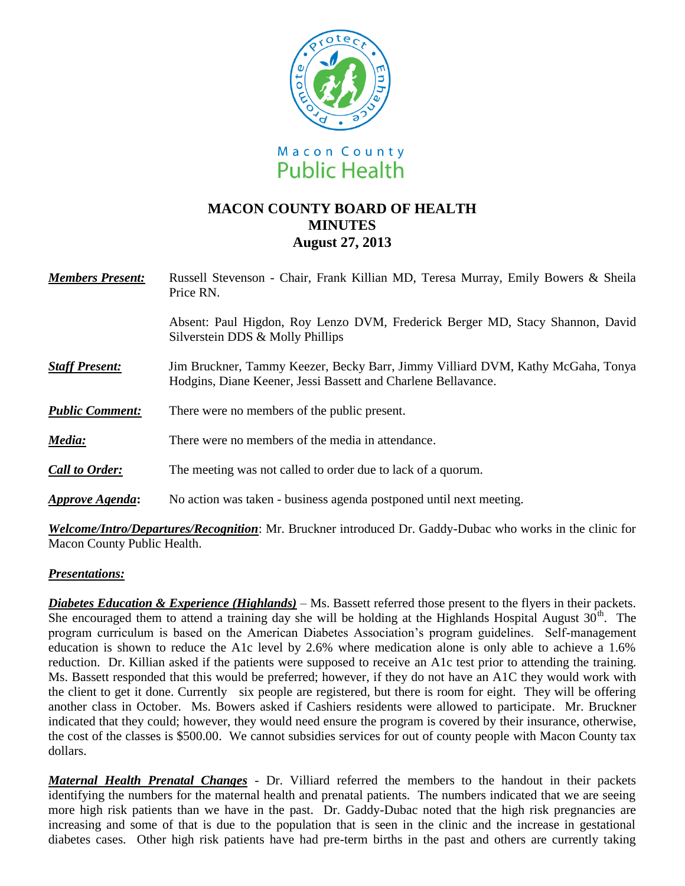Macon County Public Health

# MACON COUNTY BOARD OF HEALTH
## MINUTES
## August 27, 2013

***Members Present:*** Russell Stevenson - Chair, Frank Killian MD, Teresa Murray, Emily Bowers & Sheila Price RN.

Absent: Paul Higdon, Roy Lenzo DVM, Frederick Berger MD, Stacy Shannon, David Silverstein DDS & Molly Phillips

***Staff Present:*** Jim Bruckner, Tammy Keezer, Becky Barr, Jimmy Villiard DVM, Kathy McGaha, Tonya Hodgins, Diane Keener, Jessi Bassett and Charlene Bellavance.

***Public Comment:*** There were no members of the public present.

***Media:*** There were no members of the media in attendance.

***Call to Order:*** The meeting was not called to order due to lack of a quorum.

***Approve Agenda*:** No action was taken - business agenda postponed until next meeting.

***Welcome/Intro/Departures/Recognition***: Mr. Bruckner introduced Dr. Gaddy-Dubac who works in the clinic for Macon County Public Health.

***Presentations:***

***Diabetes Education & Experience (Highlands)*** – Ms. Bassett referred those present to the flyers in their packets. She encouraged them to attend a training day she will be holding at the Highlands Hospital August 30th. The program curriculum is based on the American Diabetes Association's program guidelines. Self-management education is shown to reduce the A1c level by 2.6% where medication alone is only able to achieve a 1.6% reduction. Dr. Killian asked if the patients were supposed to receive an A1c test prior to attending the training. Ms. Bassett responded that this would be preferred; however, if they do not have an A1C they would work with the client to get it done. Currently six people are registered, but there is room for eight. They will be offering another class in October. Ms. Bowers asked if Cashiers residents were allowed to participate. Mr. Bruckner indicated that they could; however, they would need ensure the program is covered by their insurance, otherwise, the cost of the classes is $500.00. We cannot subsidies services for out of county people with Macon County tax dollars.

***Maternal Health Prenatal Changes*** - Dr. Villiard referred the members to the handout in their packets identifying the numbers for the maternal health and prenatal patients. The numbers indicated that we are seeing more high risk patients than we have in the past. Dr. Gaddy-Dubac noted that the high risk pregnancies are increasing and some of that is due to the population that is seen in the clinic and the increase in gestational diabetes cases. Other high risk patients have had pre-term births in the past and others are currently taking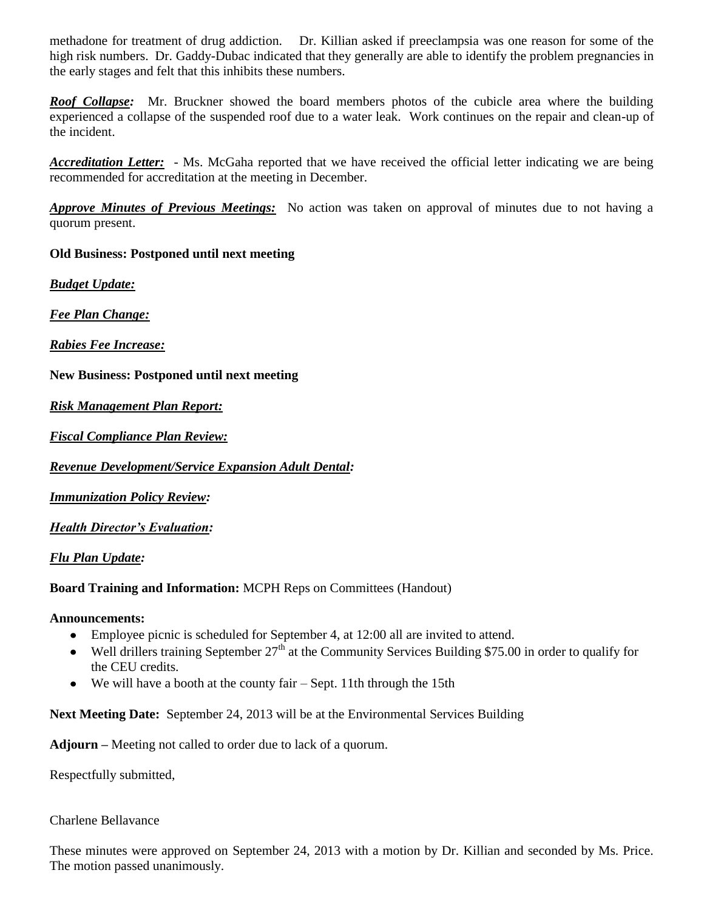methadone for treatment of drug addiction. Dr. Killian asked if preeclampsia was one reason for some of the high risk numbers. Dr. Gaddy-Dubac indicated that they generally are able to identify the problem pregnancies in the early stages and felt that this inhibits these numbers.

***Roof Collapse:*** Mr. Bruckner showed the board members photos of the cubicle area where the building experienced a collapse of the suspended roof due to a water leak. Work continues on the repair and clean-up of the incident.

***Accreditation Letter:*** - Ms. McGaha reported that we have received the official letter indicating we are being recommended for accreditation at the meeting in December.

***Approve Minutes of Previous Meetings:*** No action was taken on approval of minutes due to not having a quorum present.

**Old Business: Postponed until next meeting**

***Budget Update:***

***Fee Plan Change:***

***Rabies Fee Increase:***

**New Business: Postponed until next meeting**

***Risk Management Plan Report:***

***Fiscal Compliance Plan Review:***

***Revenue Development/Service Expansion Adult Dental:***

***Immunization Policy Review:***

***Health Director's Evaluation:***

***Flu Plan Update:***

**Board Training and Information:** MCPH Reps on Committees (Handout)

**Announcements:**

- Employee picnic is scheduled for September 4, at 12:00 all are invited to attend.
- Well drillers training September 27th at the Community Services Building $75.00 in order to qualify for the CEU credits.
- We will have a booth at the county fair – Sept. 11th through the 15th

**Next Meeting Date:** September 24, 2013 will be at the Environmental Services Building

**Adjourn –** Meeting not called to order due to lack of a quorum.

Respectfully submitted,

Charlene Bellavance

These minutes were approved on September 24, 2013 with a motion by Dr. Killian and seconded by Ms. Price. The motion passed unanimously.